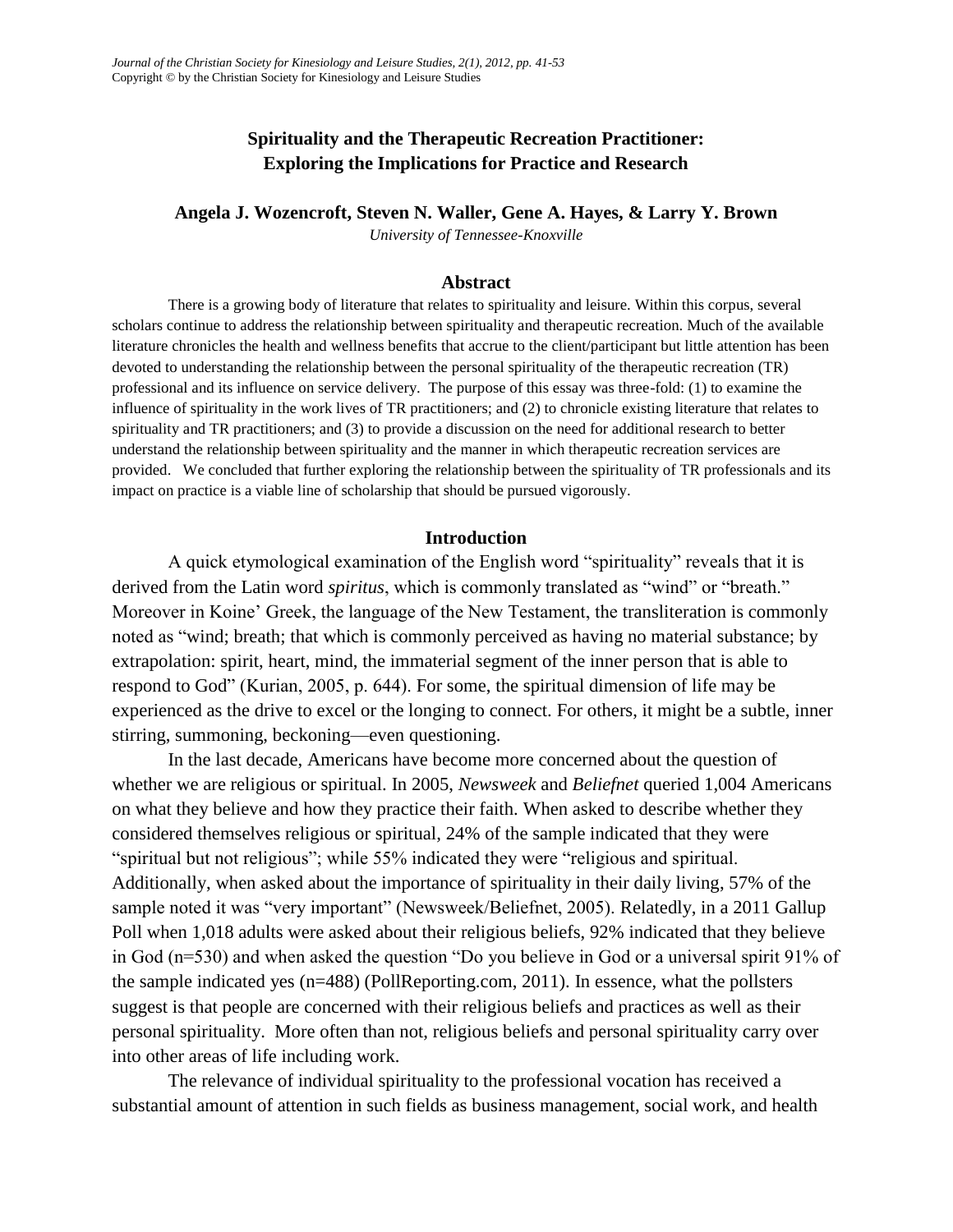# Spirituality and the Therapeutic Recreation Practitioner: Exploring the Implications for Practice and Research

**Angela J. Wozencroft, Steven N. Waller, Gene A. Hayes, & Larry Y. Brown**

*University of Tennessee-Knoxville*

## Abstract

There is a growing body of literature that relates to spirituality and leisure. Within this corpus, several scholars continue to address the relationship between spirituality and therapeutic recreation. Much of the available literature chronicles the health and wellness benefits that accrue to the client/participant but little attention has been devoted to understanding the relationship between the personal spirituality of the therapeutic recreation (TR) professional and its influence on service delivery. The purpose of this essay was three-fold: (1) to examine the influence of spirituality in the work lives of TR practitioners; and (2) to chronicle existing literature that relates to spirituality and TR practitioners; and (3) to provide a discussion on the need for additional research to better understand the relationship between spirituality and the manner in which therapeutic recreation services are provided. We concluded that further exploring the relationship between the spirituality of TR professionals and its impact on practice is a viable line of scholarship that should be pursued vigorously.

## Introduction

A quick etymological examination of the English word "spirituality" reveals that it is derived from the Latin word *spiritus*, which is commonly translated as "wind" or "breath." Moreover in Koine' Greek, the language of the New Testament, the transliteration is commonly noted as "wind; breath; that which is commonly perceived as having no material substance; by extrapolation: spirit, heart, mind, the immaterial segment of the inner person that is able to respond to God" (Kurian, 2005, p. 644). For some, the spiritual dimension of life may be experienced as the drive to excel or the longing to connect. For others, it might be a subtle, inner stirring, summoning, beckoning—even questioning.

In the last decade, Americans have become more concerned about the question of whether we are religious or spiritual. In 2005, *Newsweek* and *Beliefnet* queried 1,004 Americans on what they believe and how they practice their faith. When asked to describe whether they considered themselves religious or spiritual, 24% of the sample indicated that they were "spiritual but not religious"; while 55% indicated they were "religious and spiritual. Additionally, when asked about the importance of spirituality in their daily living, 57% of the sample noted it was "very important" (Newsweek/Beliefnet, 2005). Relatedly, in a 2011 Gallup Poll when 1,018 adults were asked about their religious beliefs, 92% indicated that they believe in God (n=530) and when asked the question "Do you believe in God or a universal spirit 91% of the sample indicated yes (n=488) (PollReporting.com, 2011). In essence, what the pollsters suggest is that people are concerned with their religious beliefs and practices as well as their personal spirituality. More often than not, religious beliefs and personal spirituality carry over into other areas of life including work.

The relevance of individual spirituality to the professional vocation has received a substantial amount of attention in such fields as business management, social work, and health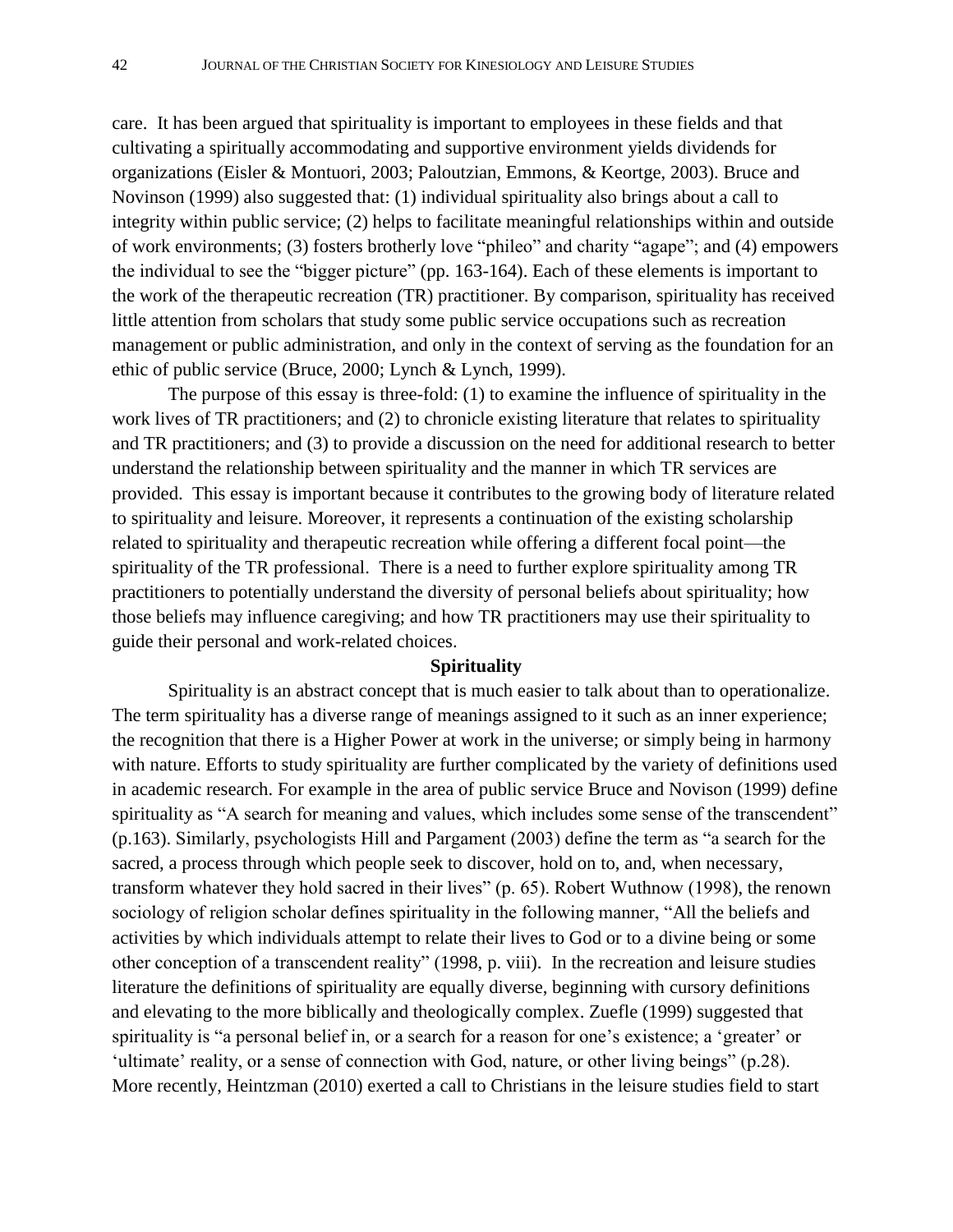care. It has been argued that spirituality is important to employees in these fields and that cultivating a spiritually accommodating and supportive environment yields dividends for organizations (Eisler & Montuori, 2003; Paloutzian, Emmons, & Keortge, 2003). Bruce and Novinson (1999) also suggested that: (1) individual spirituality also brings about a call to integrity within public service; (2) helps to facilitate meaningful relationships within and outside of work environments; (3) fosters brotherly love "phileo" and charity "agape"; and (4) empowers the individual to see the "bigger picture" (pp. 163-164). Each of these elements is important to the work of the therapeutic recreation (TR) practitioner. By comparison, spirituality has received little attention from scholars that study some public service occupations such as recreation management or public administration, and only in the context of serving as the foundation for an ethic of public service (Bruce, 2000; Lynch & Lynch, 1999).

The purpose of this essay is three-fold: (1) to examine the influence of spirituality in the work lives of TR practitioners; and (2) to chronicle existing literature that relates to spirituality and TR practitioners; and (3) to provide a discussion on the need for additional research to better understand the relationship between spirituality and the manner in which TR services are provided. This essay is important because it contributes to the growing body of literature related to spirituality and leisure. Moreover, it represents a continuation of the existing scholarship related to spirituality and therapeutic recreation while offering a different focal point—the spirituality of the TR professional. There is a need to further explore spirituality among TR practitioners to potentially understand the diversity of personal beliefs about spirituality; how those beliefs may influence caregiving; and how TR practitioners may use their spirituality to guide their personal and work-related choices.

## Spirituality

Spirituality is an abstract concept that is much easier to talk about than to operationalize. The term spirituality has a diverse range of meanings assigned to it such as an inner experience; the recognition that there is a Higher Power at work in the universe; or simply being in harmony with nature. Efforts to study spirituality are further complicated by the variety of definitions used in academic research. For example in the area of public service Bruce and Novison (1999) define spirituality as "A search for meaning and values, which includes some sense of the transcendent" (p.163). Similarly, psychologists Hill and Pargament (2003) define the term as "a search for the sacred, a process through which people seek to discover, hold on to, and, when necessary, transform whatever they hold sacred in their lives" (p. 65). Robert Wuthnow (1998), the renown sociology of religion scholar defines spirituality in the following manner, "All the beliefs and activities by which individuals attempt to relate their lives to God or to a divine being or some other conception of a transcendent reality" (1998, p. viii). In the recreation and leisure studies literature the definitions of spirituality are equally diverse, beginning with cursory definitions and elevating to the more biblically and theologically complex. Zuefle (1999) suggested that spirituality is "a personal belief in, or a search for a reason for one's existence; a 'greater' or 'ultimate' reality, or a sense of connection with God, nature, or other living beings" (p.28). More recently, Heintzman (2010) exerted a call to Christians in the leisure studies field to start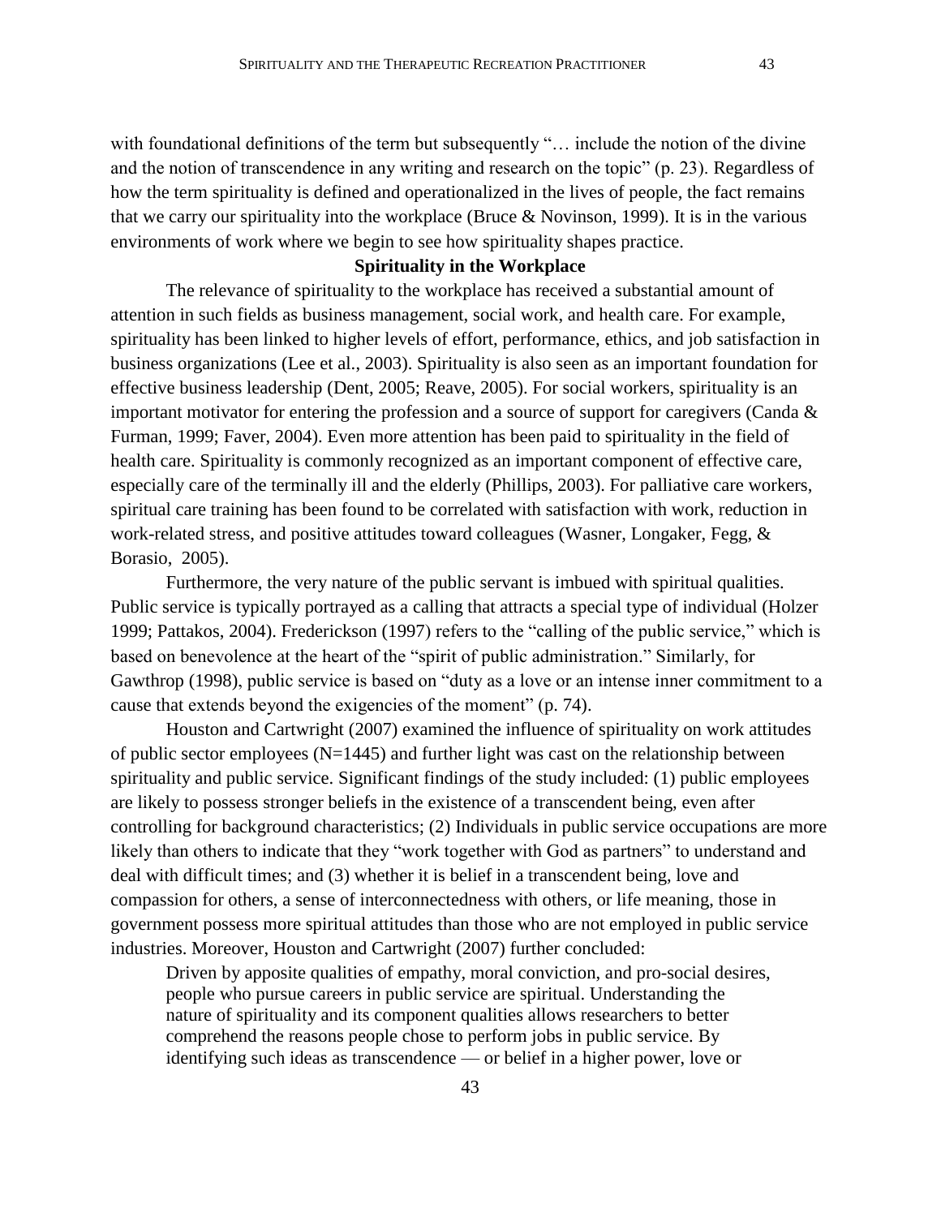with foundational definitions of the term but subsequently "… include the notion of the divine and the notion of transcendence in any writing and research on the topic" (p. 23). Regardless of how the term spirituality is defined and operationalized in the lives of people, the fact remains that we carry our spirituality into the workplace (Bruce & Novinson, 1999). It is in the various environments of work where we begin to see how spirituality shapes practice.

## Spirituality in the Workplace

The relevance of spirituality to the workplace has received a substantial amount of attention in such fields as business management, social work, and health care. For example, spirituality has been linked to higher levels of effort, performance, ethics, and job satisfaction in business organizations (Lee et al., 2003). Spirituality is also seen as an important foundation for effective business leadership (Dent, 2005; Reave, 2005). For social workers, spirituality is an important motivator for entering the profession and a source of support for caregivers (Canda & Furman, 1999; Faver, 2004). Even more attention has been paid to spirituality in the field of health care. Spirituality is commonly recognized as an important component of effective care, especially care of the terminally ill and the elderly (Phillips, 2003). For palliative care workers, spiritual care training has been found to be correlated with satisfaction with work, reduction in work-related stress, and positive attitudes toward colleagues (Wasner, Longaker, Fegg, & Borasio, 2005).

Furthermore, the very nature of the public servant is imbued with spiritual qualities. Public service is typically portrayed as a calling that attracts a special type of individual (Holzer 1999; Pattakos, 2004). Frederickson (1997) refers to the "calling of the public service," which is based on benevolence at the heart of the "spirit of public administration." Similarly, for Gawthrop (1998), public service is based on "duty as a love or an intense inner commitment to a cause that extends beyond the exigencies of the moment" (p. 74).

Houston and Cartwright (2007) examined the influence of spirituality on work attitudes of public sector employees (N=1445) and further light was cast on the relationship between spirituality and public service. Significant findings of the study included: (1) public employees are likely to possess stronger beliefs in the existence of a transcendent being, even after controlling for background characteristics; (2) Individuals in public service occupations are more likely than others to indicate that they "work together with God as partners" to understand and deal with difficult times; and (3) whether it is belief in a transcendent being, love and compassion for others, a sense of interconnectedness with others, or life meaning, those in government possess more spiritual attitudes than those who are not employed in public service industries. Moreover, Houston and Cartwright (2007) further concluded:

> Driven by apposite qualities of empathy, moral conviction, and pro-social desires, people who pursue careers in public service are spiritual. Understanding the nature of spirituality and its component qualities allows researchers to better comprehend the reasons people chose to perform jobs in public service. By identifying such ideas as transcendence — or belief in a higher power, love or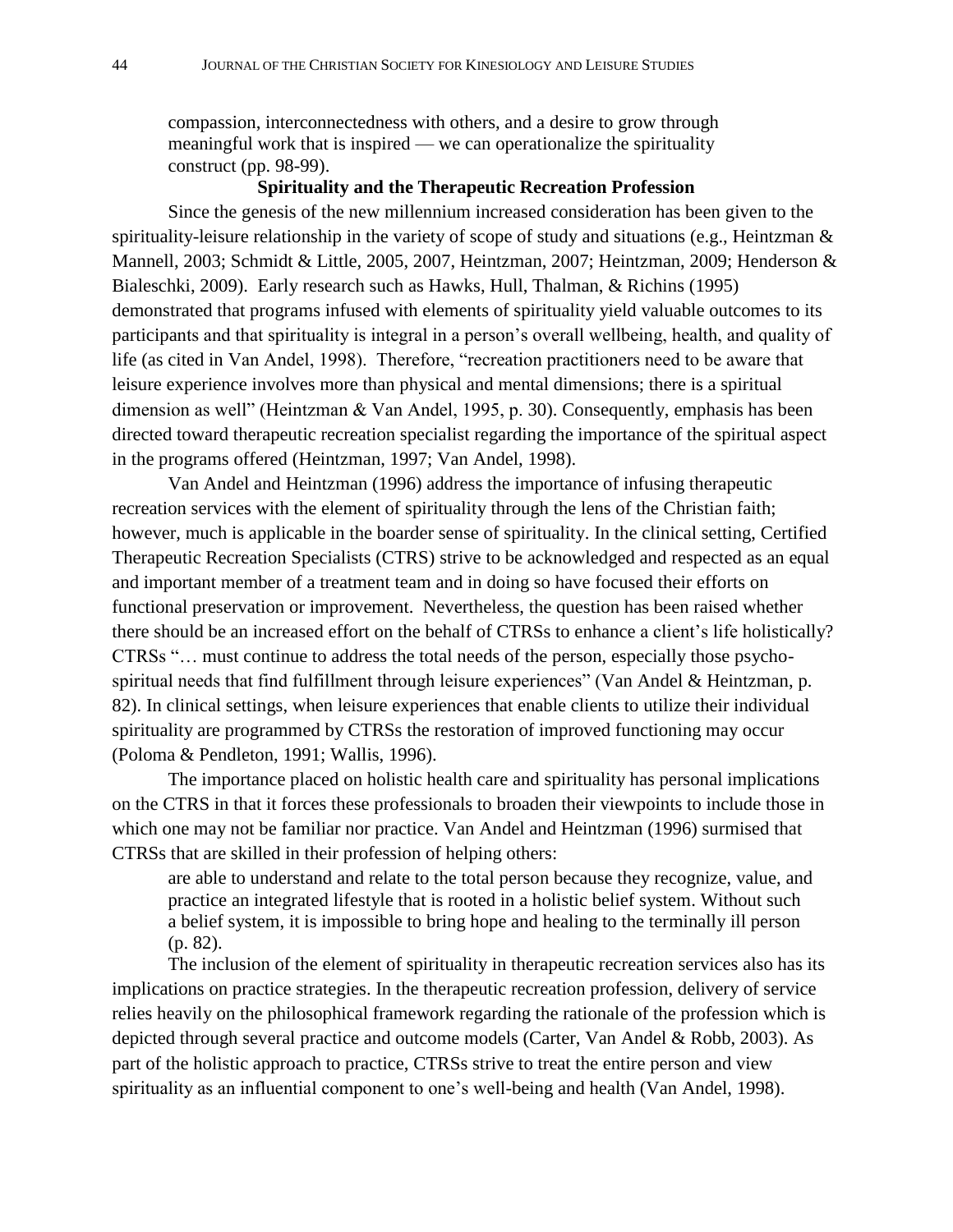> compassion, interconnectedness with others, and a desire to grow through meaningful work that is inspired — we can operationalize the spirituality construct (pp. 98-99).

## Spirituality and the Therapeutic Recreation Profession

Since the genesis of the new millennium increased consideration has been given to the spirituality-leisure relationship in the variety of scope of study and situations (e.g., Heintzman & Mannell, 2003; Schmidt & Little, 2005, 2007, Heintzman, 2007; Heintzman, 2009; Henderson & Bialeschki, 2009). Early research such as Hawks, Hull, Thalman, & Richins (1995) demonstrated that programs infused with elements of spirituality yield valuable outcomes to its participants and that spirituality is integral in a person's overall wellbeing, health, and quality of life (as cited in Van Andel, 1998). Therefore, "recreation practitioners need to be aware that leisure experience involves more than physical and mental dimensions; there is a spiritual dimension as well" (Heintzman & Van Andel, 1995, p. 30). Consequently, emphasis has been directed toward therapeutic recreation specialist regarding the importance of the spiritual aspect in the programs offered (Heintzman, 1997; Van Andel, 1998).

Van Andel and Heintzman (1996) address the importance of infusing therapeutic recreation services with the element of spirituality through the lens of the Christian faith; however, much is applicable in the boarder sense of spirituality. In the clinical setting, Certified Therapeutic Recreation Specialists (CTRS) strive to be acknowledged and respected as an equal and important member of a treatment team and in doing so have focused their efforts on functional preservation or improvement. Nevertheless, the question has been raised whether there should be an increased effort on the behalf of CTRSs to enhance a client's life holistically? CTRSs "… must continue to address the total needs of the person, especially those psycho-spiritual needs that find fulfillment through leisure experiences" (Van Andel & Heintzman, p. 82). In clinical settings, when leisure experiences that enable clients to utilize their individual spirituality are programmed by CTRSs the restoration of improved functioning may occur (Poloma & Pendleton, 1991; Wallis, 1996).

The importance placed on holistic health care and spirituality has personal implications on the CTRS in that it forces these professionals to broaden their viewpoints to include those in which one may not be familiar nor practice. Van Andel and Heintzman (1996) surmised that CTRSs that are skilled in their profession of helping others:

> are able to understand and relate to the total person because they recognize, value, and practice an integrated lifestyle that is rooted in a holistic belief system. Without such a belief system, it is impossible to bring hope and healing to the terminally ill person (p. 82).

The inclusion of the element of spirituality in therapeutic recreation services also has its implications on practice strategies. In the therapeutic recreation profession, delivery of service relies heavily on the philosophical framework regarding the rationale of the profession which is depicted through several practice and outcome models (Carter, Van Andel & Robb, 2003). As part of the holistic approach to practice, CTRSs strive to treat the entire person and view spirituality as an influential component to one's well-being and health (Van Andel, 1998).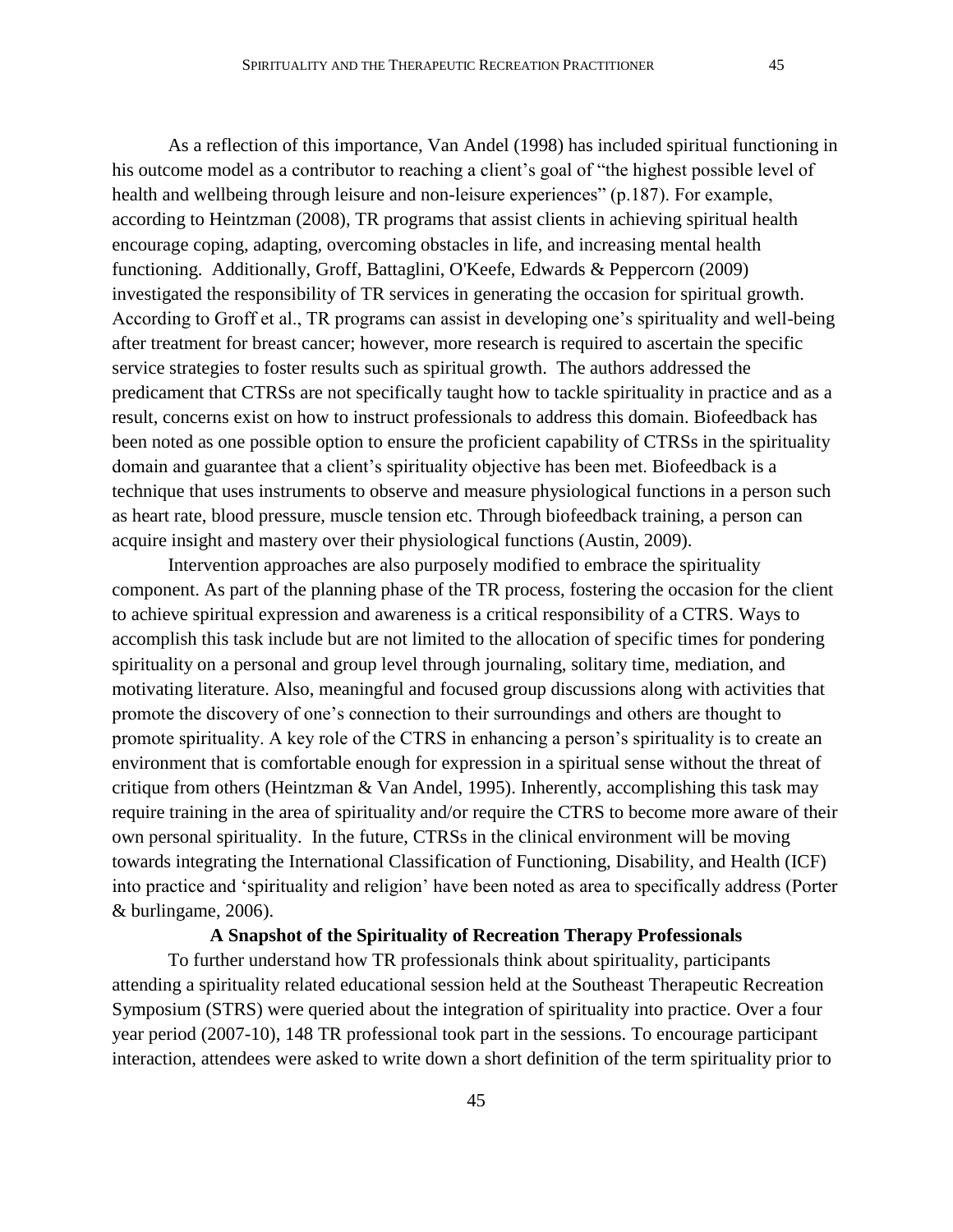As a reflection of this importance, Van Andel (1998) has included spiritual functioning in his outcome model as a contributor to reaching a client's goal of "the highest possible level of health and wellbeing through leisure and non-leisure experiences" (p.187). For example, according to Heintzman (2008), TR programs that assist clients in achieving spiritual health encourage coping, adapting, overcoming obstacles in life, and increasing mental health functioning. Additionally, Groff, Battaglini, O'Keefe, Edwards & Peppercorn (2009) investigated the responsibility of TR services in generating the occasion for spiritual growth. According to Groff et al., TR programs can assist in developing one's spirituality and well-being after treatment for breast cancer; however, more research is required to ascertain the specific service strategies to foster results such as spiritual growth. The authors addressed the predicament that CTRSs are not specifically taught how to tackle spirituality in practice and as a result, concerns exist on how to instruct professionals to address this domain. Biofeedback has been noted as one possible option to ensure the proficient capability of CTRSs in the spirituality domain and guarantee that a client's spirituality objective has been met. Biofeedback is a technique that uses instruments to observe and measure physiological functions in a person such as heart rate, blood pressure, muscle tension etc. Through biofeedback training, a person can acquire insight and mastery over their physiological functions (Austin, 2009).

Intervention approaches are also purposely modified to embrace the spirituality component. As part of the planning phase of the TR process, fostering the occasion for the client to achieve spiritual expression and awareness is a critical responsibility of a CTRS. Ways to accomplish this task include but are not limited to the allocation of specific times for pondering spirituality on a personal and group level through journaling, solitary time, mediation, and motivating literature. Also, meaningful and focused group discussions along with activities that promote the discovery of one's connection to their surroundings and others are thought to promote spirituality. A key role of the CTRS in enhancing a person's spirituality is to create an environment that is comfortable enough for expression in a spiritual sense without the threat of critique from others (Heintzman & Van Andel, 1995). Inherently, accomplishing this task may require training in the area of spirituality and/or require the CTRS to become more aware of their own personal spirituality. In the future, CTRSs in the clinical environment will be moving towards integrating the International Classification of Functioning, Disability, and Health (ICF) into practice and 'spirituality and religion' have been noted as area to specifically address (Porter & burlingame, 2006).

### A Snapshot of the Spirituality of Recreation Therapy Professionals

To further understand how TR professionals think about spirituality, participants attending a spirituality related educational session held at the Southeast Therapeutic Recreation Symposium (STRS) were queried about the integration of spirituality into practice. Over a four year period (2007-10), 148 TR professional took part in the sessions. To encourage participant interaction, attendees were asked to write down a short definition of the term spirituality prior to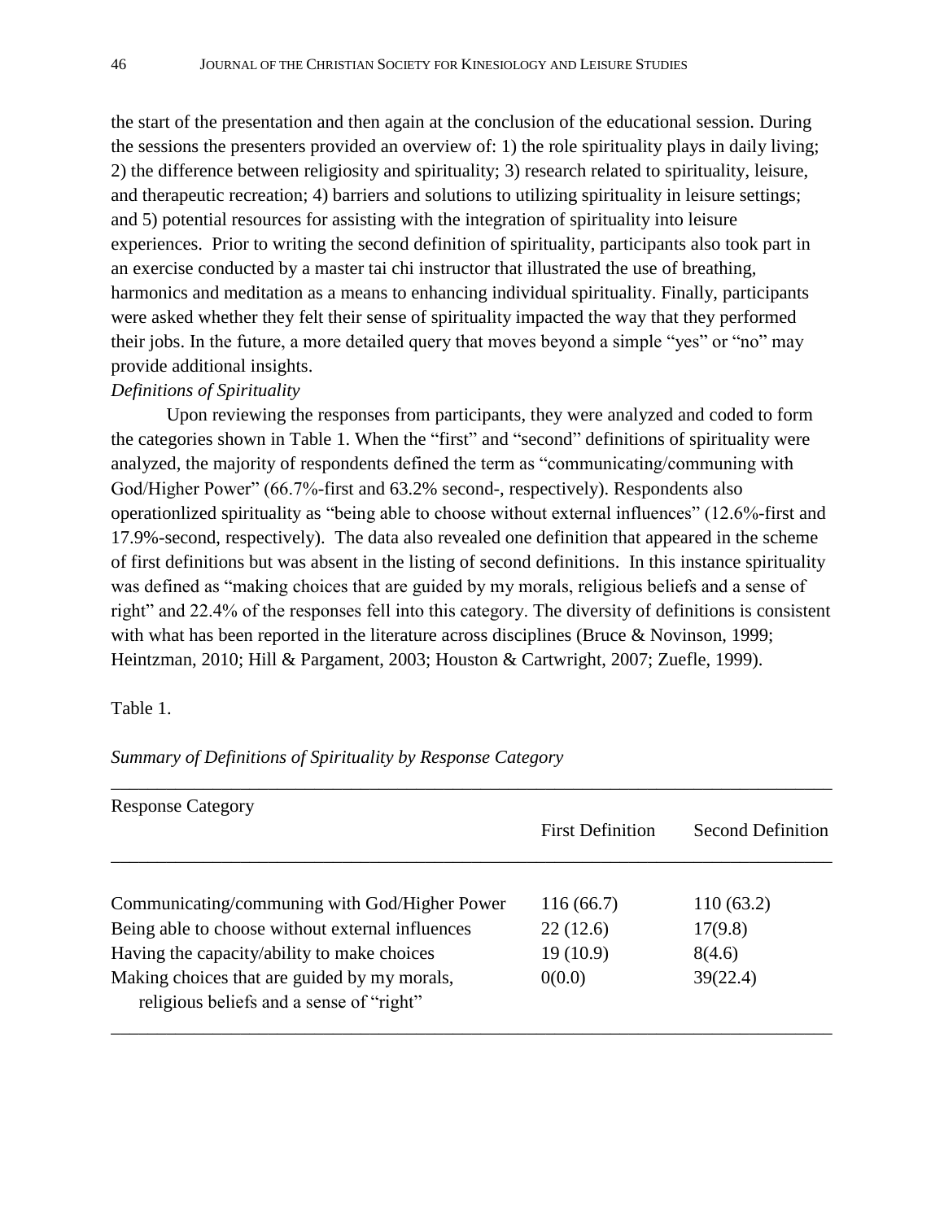the start of the presentation and then again at the conclusion of the educational session. During the sessions the presenters provided an overview of: 1) the role spirituality plays in daily living; 2) the difference between religiosity and spirituality; 3) research related to spirituality, leisure, and therapeutic recreation; 4) barriers and solutions to utilizing spirituality in leisure settings; and 5) potential resources for assisting with the integration of spirituality into leisure experiences. Prior to writing the second definition of spirituality, participants also took part in an exercise conducted by a master tai chi instructor that illustrated the use of breathing, harmonics and meditation as a means to enhancing individual spirituality. Finally, participants were asked whether they felt their sense of spirituality impacted the way that they performed their jobs. In the future, a more detailed query that moves beyond a simple "yes" or "no" may provide additional insights.

*Definitions of Spirituality*

Upon reviewing the responses from participants, they were analyzed and coded to form the categories shown in Table 1. When the "first" and "second" definitions of spirituality were analyzed, the majority of respondents defined the term as "communicating/communing with God/Higher Power" (66.7%-first and 63.2% second-, respectively). Respondents also operationlized spirituality as "being able to choose without external influences" (12.6%-first and 17.9%-second, respectively). The data also revealed one definition that appeared in the scheme of first definitions but was absent in the listing of second definitions. In this instance spirituality was defined as "making choices that are guided by my morals, religious beliefs and a sense of right" and 22.4% of the responses fell into this category. The diversity of definitions is consistent with what has been reported in the literature across disciplines (Bruce & Novinson, 1999; Heintzman, 2010; Hill & Pargament, 2003; Houston & Cartwright, 2007; Zuefle, 1999).

Table 1.

*Summary of Definitions of Spirituality by Response Category*

| Response Category | First Definition | Second Definition |
|---|---|---|
| Communicating/communing with God/Higher Power | 116 (66.7) | 110 (63.2) |
| Being able to choose without external influences | 22 (12.6) | 17(9.8) |
| Having the capacity/ability to make choices | 19 (10.9) | 8(4.6) |
| Making choices that are guided by my morals, religious beliefs and a sense of "right" | 0(0.0) | 39(22.4) |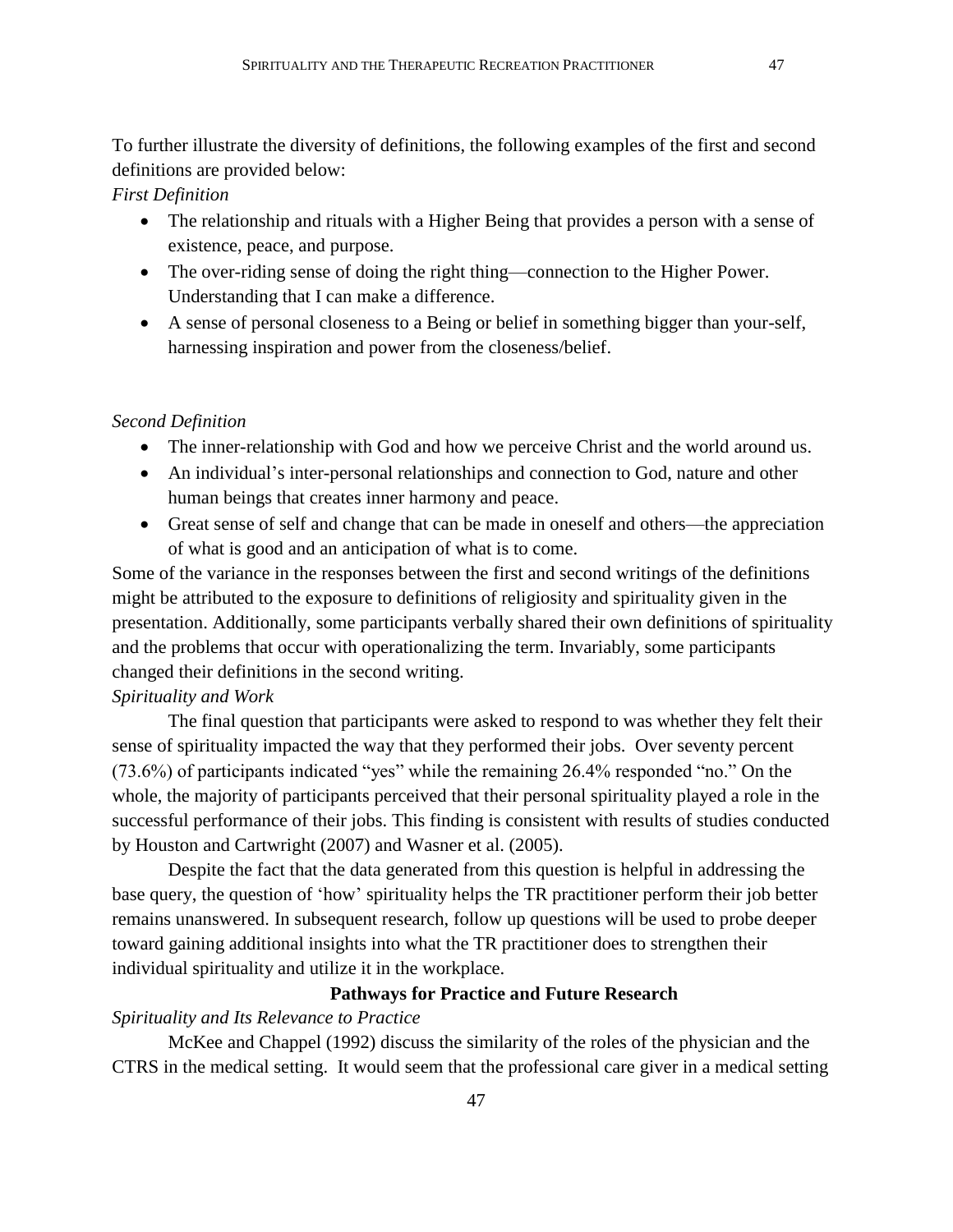To further illustrate the diversity of definitions, the following examples of the first and second definitions are provided below:

*First Definition*

- The relationship and rituals with a Higher Being that provides a person with a sense of existence, peace, and purpose.
- The over-riding sense of doing the right thing—connection to the Higher Power. Understanding that I can make a difference.
- A sense of personal closeness to a Being or belief in something bigger than your-self, harnessing inspiration and power from the closeness/belief.

*Second Definition*

- The inner-relationship with God and how we perceive Christ and the world around us.
- An individual's inter-personal relationships and connection to God, nature and other human beings that creates inner harmony and peace.
- Great sense of self and change that can be made in oneself and others—the appreciation of what is good and an anticipation of what is to come.

Some of the variance in the responses between the first and second writings of the definitions might be attributed to the exposure to definitions of religiosity and spirituality given in the presentation. Additionally, some participants verbally shared their own definitions of spirituality and the problems that occur with operationalizing the term. Invariably, some participants changed their definitions in the second writing.

*Spirituality and Work*

The final question that participants were asked to respond to was whether they felt their sense of spirituality impacted the way that they performed their jobs. Over seventy percent (73.6%) of participants indicated "yes" while the remaining 26.4% responded "no." On the whole, the majority of participants perceived that their personal spirituality played a role in the successful performance of their jobs. This finding is consistent with results of studies conducted by Houston and Cartwright (2007) and Wasner et al. (2005).

Despite the fact that the data generated from this question is helpful in addressing the base query, the question of 'how' spirituality helps the TR practitioner perform their job better remains unanswered. In subsequent research, follow up questions will be used to probe deeper toward gaining additional insights into what the TR practitioner does to strengthen their individual spirituality and utilize it in the workplace.

## Pathways for Practice and Future Research

*Spirituality and Its Relevance to Practice*

McKee and Chappel (1992) discuss the similarity of the roles of the physician and the CTRS in the medical setting. It would seem that the professional care giver in a medical setting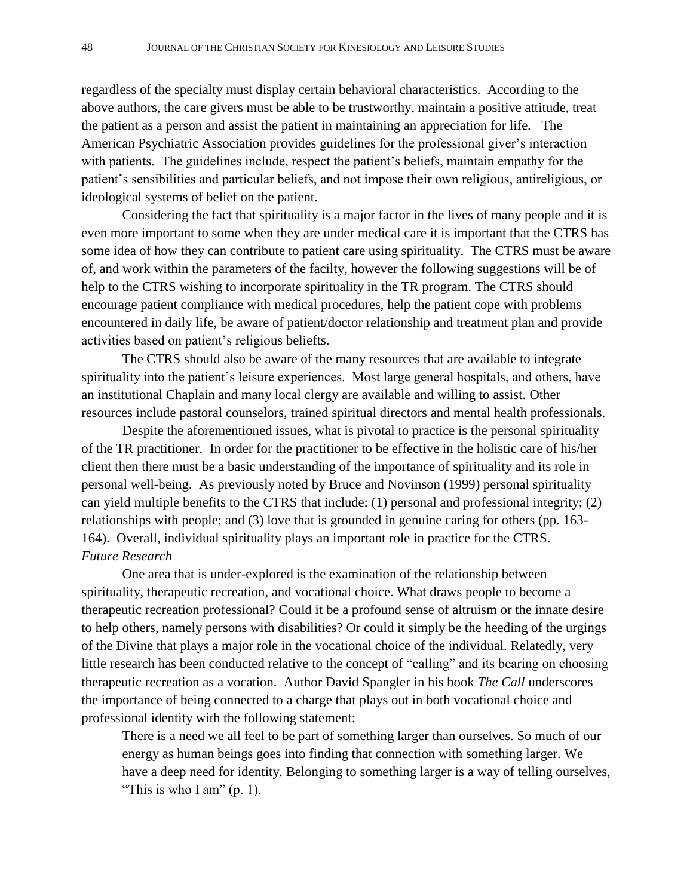regardless of the specialty must display certain behavioral characteristics. According to the above authors, the care givers must be able to be trustworthy, maintain a positive attitude, treat the patient as a person and assist the patient in maintaining an appreciation for life. The American Psychiatric Association provides guidelines for the professional giver's interaction with patients. The guidelines include, respect the patient's beliefs, maintain empathy for the patient's sensibilities and particular beliefs, and not impose their own religious, antireligious, or ideological systems of belief on the patient.

Considering the fact that spirituality is a major factor in the lives of many people and it is even more important to some when they are under medical care it is important that the CTRS has some idea of how they can contribute to patient care using spirituality. The CTRS must be aware of, and work within the parameters of the facilty, however the following suggestions will be of help to the CTRS wishing to incorporate spirituality in the TR program. The CTRS should encourage patient compliance with medical procedures, help the patient cope with problems encountered in daily life, be aware of patient/doctor relationship and treatment plan and provide activities based on patient's religious beliefts.

The CTRS should also be aware of the many resources that are available to integrate spirituality into the patient's leisure experiences. Most large general hospitals, and others, have an institutional Chaplain and many local clergy are available and willing to assist. Other resources include pastoral counselors, trained spiritual directors and mental health professionals.

Despite the aforementioned issues, what is pivotal to practice is the personal spirituality of the TR practitioner. In order for the practitioner to be effective in the holistic care of his/her client then there must be a basic understanding of the importance of spirituality and its role in personal well-being. As previously noted by Bruce and Novinson (1999) personal spirituality can yield multiple benefits to the CTRS that include: (1) personal and professional integrity; (2) relationships with people; and (3) love that is grounded in genuine caring for others (pp. 163-164). Overall, individual spirituality plays an important role in practice for the CTRS.

*Future Research*

One area that is under-explored is the examination of the relationship between spirituality, therapeutic recreation, and vocational choice. What draws people to become a therapeutic recreation professional? Could it be a profound sense of altruism or the innate desire to help others, namely persons with disabilities? Or could it simply be the heeding of the urgings of the Divine that plays a major role in the vocational choice of the individual. Relatedly, very little research has been conducted relative to the concept of "calling" and its bearing on choosing therapeutic recreation as a vocation. Author David Spangler in his book *The Call* underscores the importance of being connected to a charge that plays out in both vocational choice and professional identity with the following statement:

> There is a need we all feel to be part of something larger than ourselves. So much of our energy as human beings goes into finding that connection with something larger. We have a deep need for identity. Belonging to something larger is a way of telling ourselves, "This is who I am" (p. 1).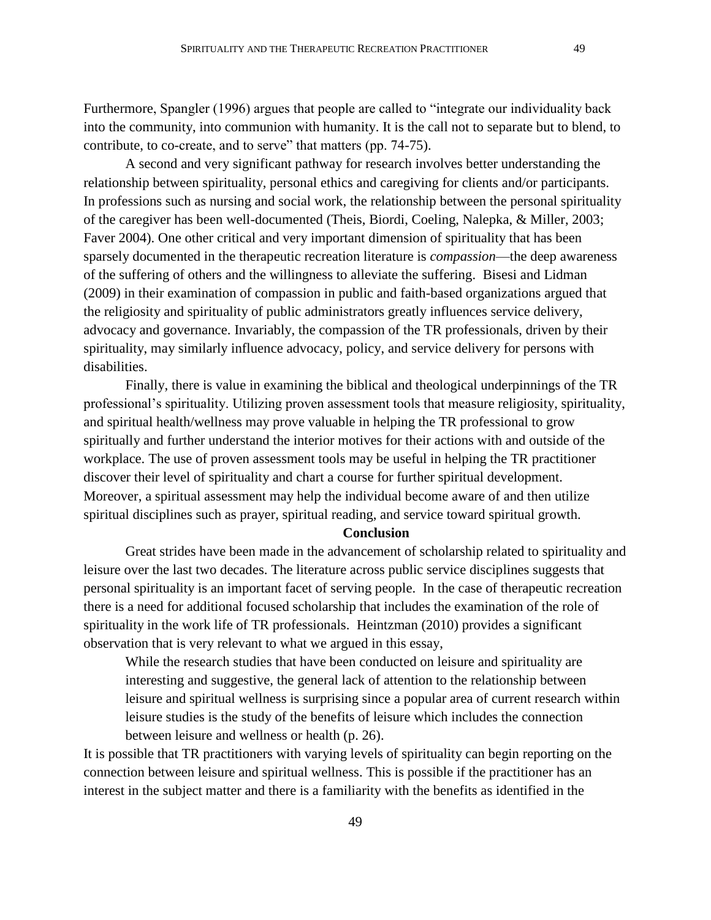Furthermore, Spangler (1996) argues that people are called to "integrate our individuality back into the community, into communion with humanity. It is the call not to separate but to blend, to contribute, to co-create, and to serve" that matters (pp. 74-75).

A second and very significant pathway for research involves better understanding the relationship between spirituality, personal ethics and caregiving for clients and/or participants. In professions such as nursing and social work, the relationship between the personal spirituality of the caregiver has been well-documented (Theis, Biordi, Coeling, Nalepka, & Miller, 2003; Faver 2004). One other critical and very important dimension of spirituality that has been sparsely documented in the therapeutic recreation literature is *compassion*—the deep awareness of the suffering of others and the willingness to alleviate the suffering. Bisesi and Lidman (2009) in their examination of compassion in public and faith-based organizations argued that the religiosity and spirituality of public administrators greatly influences service delivery, advocacy and governance. Invariably, the compassion of the TR professionals, driven by their spirituality, may similarly influence advocacy, policy, and service delivery for persons with disabilities.

Finally, there is value in examining the biblical and theological underpinnings of the TR professional's spirituality. Utilizing proven assessment tools that measure religiosity, spirituality, and spiritual health/wellness may prove valuable in helping the TR professional to grow spiritually and further understand the interior motives for their actions with and outside of the workplace. The use of proven assessment tools may be useful in helping the TR practitioner discover their level of spirituality and chart a course for further spiritual development. Moreover, a spiritual assessment may help the individual become aware of and then utilize spiritual disciplines such as prayer, spiritual reading, and service toward spiritual growth.

## Conclusion

Great strides have been made in the advancement of scholarship related to spirituality and leisure over the last two decades. The literature across public service disciplines suggests that personal spirituality is an important facet of serving people. In the case of therapeutic recreation there is a need for additional focused scholarship that includes the examination of the role of spirituality in the work life of TR professionals. Heintzman (2010) provides a significant observation that is very relevant to what we argued in this essay,

> While the research studies that have been conducted on leisure and spirituality are interesting and suggestive, the general lack of attention to the relationship between leisure and spiritual wellness is surprising since a popular area of current research within leisure studies is the study of the benefits of leisure which includes the connection between leisure and wellness or health (p. 26).

It is possible that TR practitioners with varying levels of spirituality can begin reporting on the connection between leisure and spiritual wellness. This is possible if the practitioner has an interest in the subject matter and there is a familiarity with the benefits as identified in the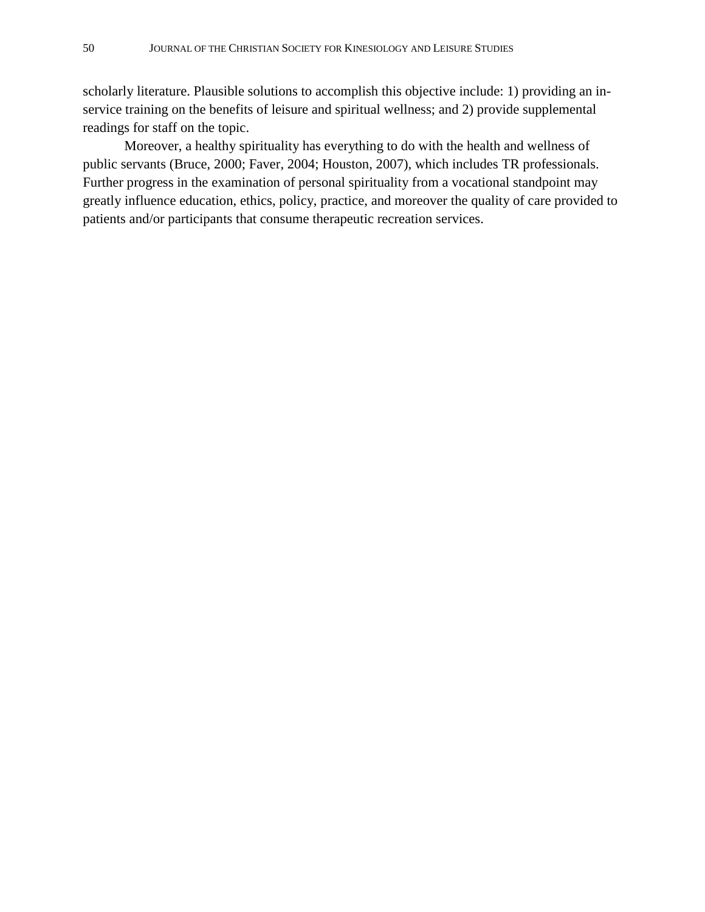scholarly literature. Plausible solutions to accomplish this objective include: 1) providing an in-service training on the benefits of leisure and spiritual wellness; and 2) provide supplemental readings for staff on the topic.

Moreover, a healthy spirituality has everything to do with the health and wellness of public servants (Bruce, 2000; Faver, 2004; Houston, 2007), which includes TR professionals. Further progress in the examination of personal spirituality from a vocational standpoint may greatly influence education, ethics, policy, practice, and moreover the quality of care provided to patients and/or participants that consume therapeutic recreation services.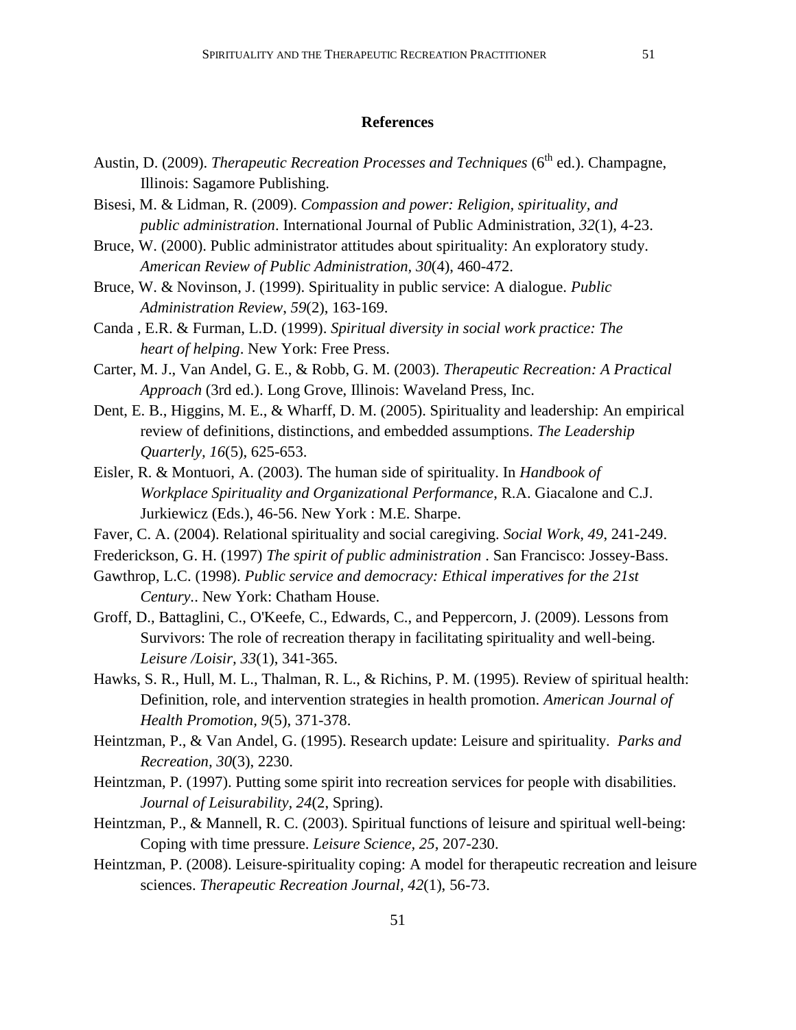## References

Austin, D. (2009). *Therapeutic Recreation Processes and Techniques* (6th ed.). Champagne, Illinois: Sagamore Publishing.

Bisesi, M. & Lidman, R. (2009). *Compassion and power: Religion, spirituality, and public administration*. International Journal of Public Administration, *32*(1), 4-23.

Bruce, W. (2000). Public administrator attitudes about spirituality: An exploratory study. *American Review of Public Administration*, *30*(4), 460-472.

Bruce, W. & Novinson, J. (1999). Spirituality in public service: A dialogue. *Public Administration Review*, *59*(2), 163-169.

Canda , E.R. & Furman, L.D. (1999). *Spiritual diversity in social work practice: The heart of helping*. New York: Free Press.

Carter, M. J., Van Andel, G. E., & Robb, G. M. (2003). *Therapeutic Recreation: A Practical Approach* (3rd ed.). Long Grove, Illinois: Waveland Press, Inc.

Dent, E. B., Higgins, M. E., & Wharff, D. M. (2005). Spirituality and leadership: An empirical review of definitions, distinctions, and embedded assumptions. *The Leadership Quarterly, 16*(5), 625-653.

Eisler, R. & Montuori, A. (2003). The human side of spirituality. In *Handbook of Workplace Spirituality and Organizational Performance*, R.A. Giacalone and C.J. Jurkiewicz (Eds.), 46-56. New York : M.E. Sharpe.

Faver, C. A. (2004). Relational spirituality and social caregiving. *Social Work, 49*, 241-249.

Frederickson, G. H. (1997) *The spirit of public administration* . San Francisco: Jossey-Bass.

Gawthrop, L.C. (1998). *Public service and democracy: Ethical imperatives for the 21st Century.*. New York: Chatham House.

Groff, D., Battaglini, C., O'Keefe, C., Edwards, C., and Peppercorn, J. (2009). Lessons from Survivors: The role of recreation therapy in facilitating spirituality and well-being. *Leisure /Loisir, 33*(1), 341-365.

Hawks, S. R., Hull, M. L., Thalman, R. L., & Richins, P. M. (1995). Review of spiritual health: Definition, role, and intervention strategies in health promotion. *American Journal of Health Promotion, 9*(5), 371-378.

Heintzman, P., & Van Andel, G. (1995). Research update: Leisure and spirituality. *Parks and Recreation, 30*(3), 2230.

Heintzman, P. (1997). Putting some spirit into recreation services for people with disabilities. *Journal of Leisurability, 24*(2, Spring).

Heintzman, P., & Mannell, R. C. (2003). Spiritual functions of leisure and spiritual well-being: Coping with time pressure. *Leisure Science, 25*, 207-230.

Heintzman, P. (2008). Leisure-spirituality coping: A model for therapeutic recreation and leisure sciences. *Therapeutic Recreation Journal, 42*(1), 56-73.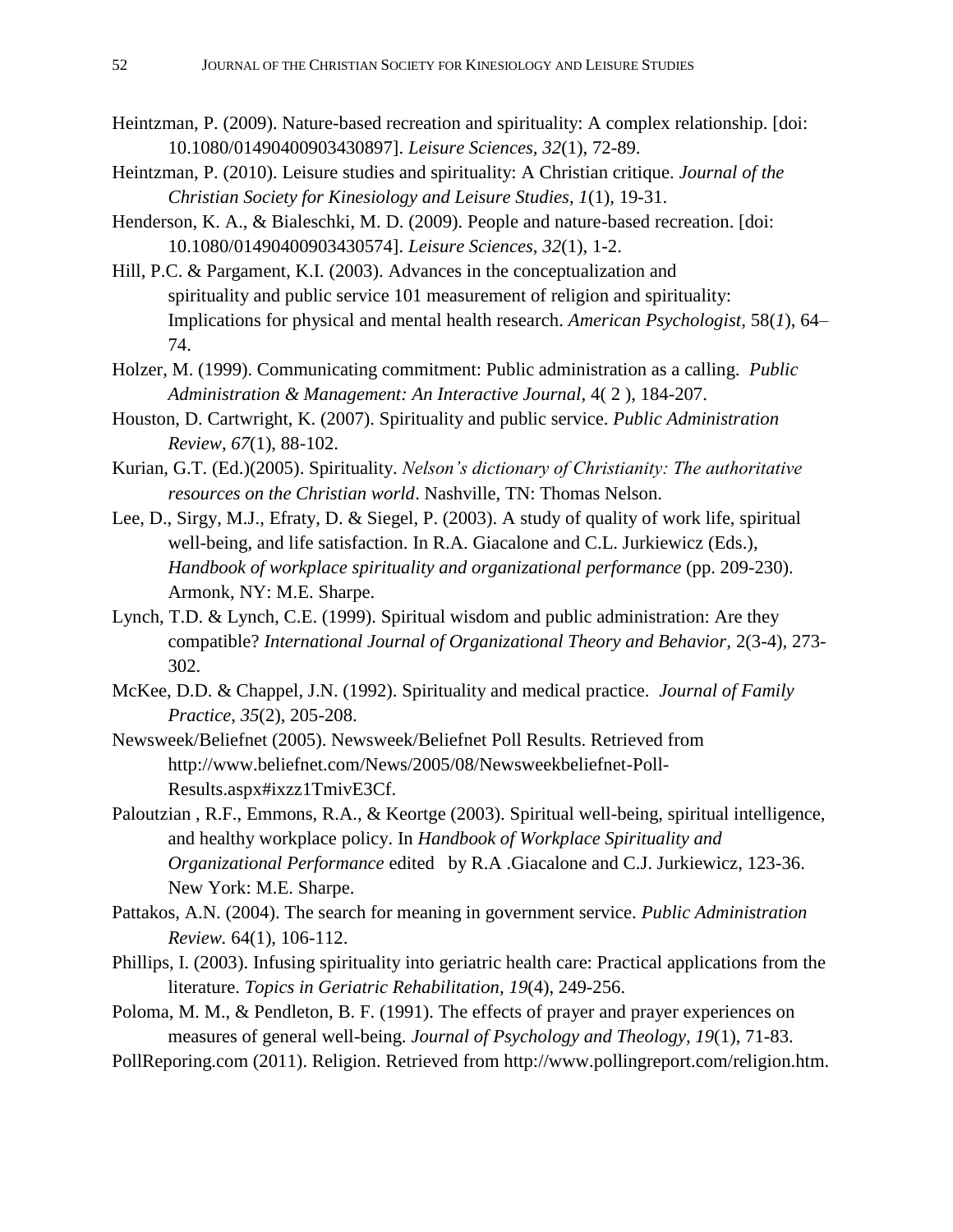Heintzman, P. (2009). Nature-based recreation and spirituality: A complex relationship. [doi: 10.1080/01490400903430897]. *Leisure Sciences, 32*(1), 72-89.

Heintzman, P. (2010). Leisure studies and spirituality: A Christian critique. *Journal of the Christian Society for Kinesiology and Leisure Studies, 1*(1), 19-31.

Henderson, K. A., & Bialeschki, M. D. (2009). People and nature-based recreation. [doi: 10.1080/01490400903430574]. *Leisure Sciences, 32*(1), 1-2.

Hill, P.C. & Pargament, K.I. (2003). Advances in the conceptualization and spirituality and public service 101 measurement of religion and spirituality: Implications for physical and mental health research. *American Psychologist,* 58(*1*), 64–74.

Holzer, M. (1999). Communicating commitment: Public administration as a calling. *Public Administration & Management: An Interactive Journal,* 4( 2 ), 184-207.

Houston, D. Cartwright, K. (2007). Spirituality and public service. *Public Administration Review, 67*(1), 88-102.

Kurian, G.T. (Ed.)(2005). Spirituality. *Nelson's dictionary of Christianity: The authoritative resources on the Christian world*. Nashville, TN: Thomas Nelson.

Lee, D., Sirgy, M.J., Efraty, D. & Siegel, P. (2003). A study of quality of work life, spiritual well-being, and life satisfaction. In R.A. Giacalone and C.L. Jurkiewicz (Eds.), *Handbook of workplace spirituality and organizational performance* (pp. 209-230). Armonk, NY: M.E. Sharpe.

Lynch, T.D. & Lynch, C.E. (1999). Spiritual wisdom and public administration: Are they compatible? *International Journal of Organizational Theory and Behavior,* 2(3-4), 273-302.

McKee, D.D. & Chappel, J.N. (1992). Spirituality and medical practice. *Journal of Family Practice*, *35*(2), 205-208.

Newsweek/Beliefnet (2005). Newsweek/Beliefnet Poll Results. Retrieved from http://www.beliefnet.com/News/2005/08/Newsweekbeliefnet-Poll-Results.aspx#ixzz1TmivE3Cf.

Paloutzian , R.F., Emmons, R.A., & Keortge (2003). Spiritual well-being, spiritual intelligence, and healthy workplace policy. In *Handbook of Workplace Spirituality and Organizational Performance* edited by R.A .Giacalone and C.J. Jurkiewicz, 123-36. New York: M.E. Sharpe.

Pattakos, A.N. (2004). The search for meaning in government service. *Public Administration Review.* 64(1), 106-112.

Phillips, I. (2003). Infusing spirituality into geriatric health care: Practical applications from the literature. *Topics in Geriatric Rehabilitation, 19*(4), 249-256.

Poloma, M. M., & Pendleton, B. F. (1991). The effects of prayer and prayer experiences on measures of general well-being. *Journal of Psychology and Theology, 19*(1), 71-83.

PollReporing.com (2011). Religion. Retrieved from http://www.pollingreport.com/religion.htm.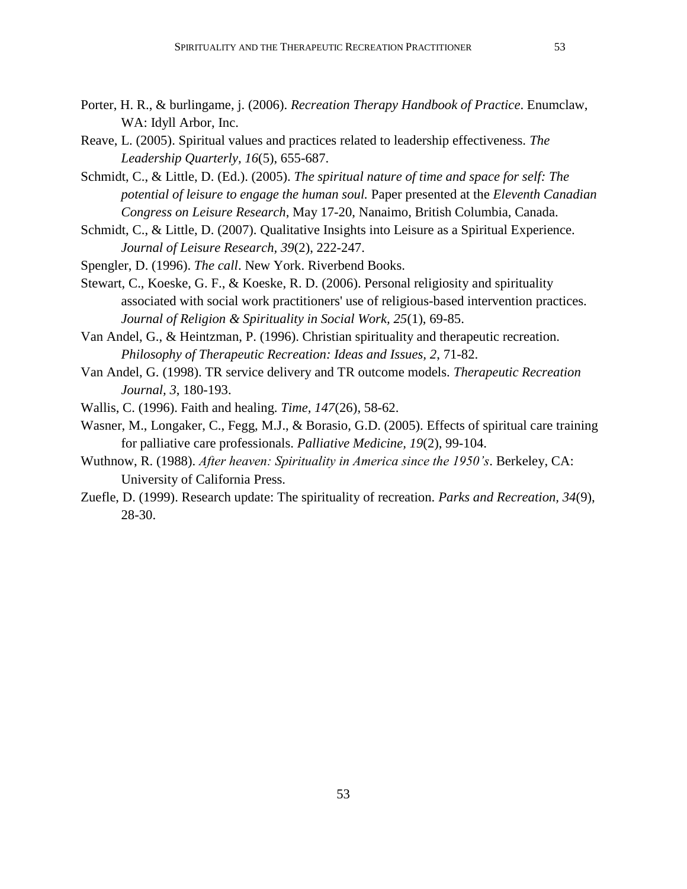Porter, H. R., & burlingame, j. (2006). *Recreation Therapy Handbook of Practice*. Enumclaw, WA: Idyll Arbor, Inc.

Reave, L. (2005). Spiritual values and practices related to leadership effectiveness. *The Leadership Quarterly, 16*(5), 655-687.

Schmidt, C., & Little, D. (Ed.). (2005). *The spiritual nature of time and space for self: The potential of leisure to engage the human soul.* Paper presented at the *Eleventh Canadian Congress on Leisure Research*, May 17-20, Nanaimo, British Columbia, Canada.

Schmidt, C., & Little, D. (2007). Qualitative Insights into Leisure as a Spiritual Experience. *Journal of Leisure Research, 39*(2), 222-247.

Spengler, D. (1996). *The call*. New York. Riverbend Books.

Stewart, C., Koeske, G. F., & Koeske, R. D. (2006). Personal religiosity and spirituality associated with social work practitioners' use of religious-based intervention practices. *Journal of Religion & Spirituality in Social Work, 25*(1), 69-85.

Van Andel, G., & Heintzman, P. (1996). Christian spirituality and therapeutic recreation. *Philosophy of Therapeutic Recreation: Ideas and Issues, 2,* 71-82.

Van Andel, G. (1998). TR service delivery and TR outcome models. *Therapeutic Recreation Journal, 3*, 180-193.

Wallis, C. (1996). Faith and healing. *Time, 147*(26), 58-62.

Wasner, M., Longaker, C., Fegg, M.J., & Borasio, G.D. (2005). Effects of spiritual care training for palliative care professionals. *Palliative Medicine, 19*(2), 99-104.

Wuthnow, R. (1988). *After heaven: Spirituality in America since the 1950's*. Berkeley, CA: University of California Press.

Zuefle, D. (1999). Research update: The spirituality of recreation. *Parks and Recreation, 34*(9), 28-30.